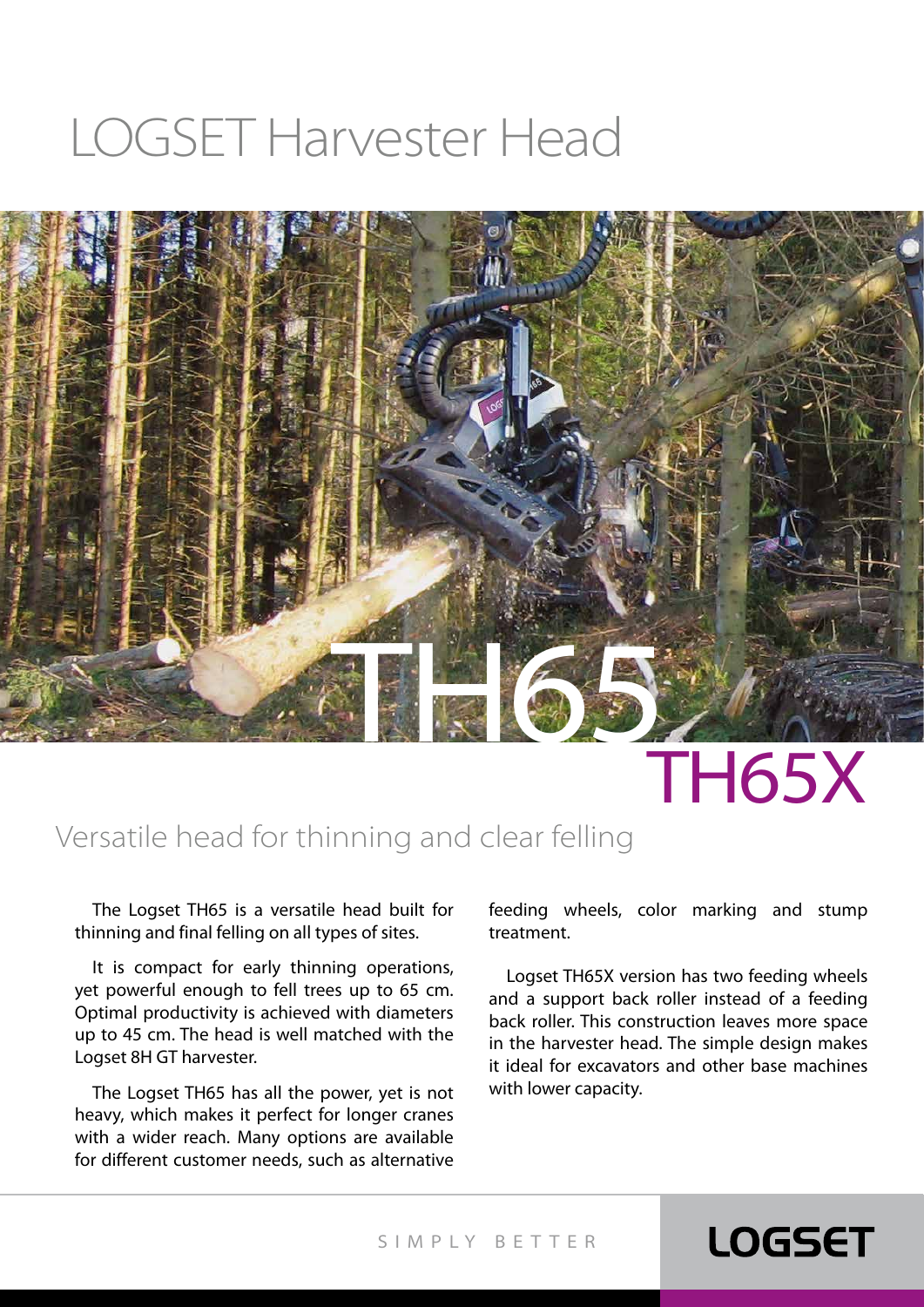# LOGSET Harvester Head

# TH65

# TH65X

## Versatile head for thinning and clear felling

The Logset TH65 is a versatile head built for thinning and final felling on all types of sites.

It is compact for early thinning operations, yet powerful enough to fell trees up to 65 cm. Optimal productivity is achieved with diameters up to 45 cm. The head is well matched with the Logset 8H GT harvester.

The Logset TH65 has all the power, yet is not heavy, which makes it perfect for longer cranes with a wider reach. Many options are available for different customer needs, such as alternative feeding wheels, color marking and stump treatment.

Logset TH65X version has two feeding wheels and a support back roller instead of a feeding back roller. This construction leaves more space in the harvester head. The simple design makes it ideal for excavators and other base machines with lower capacity.

SIMPLY BETTER

LOGSET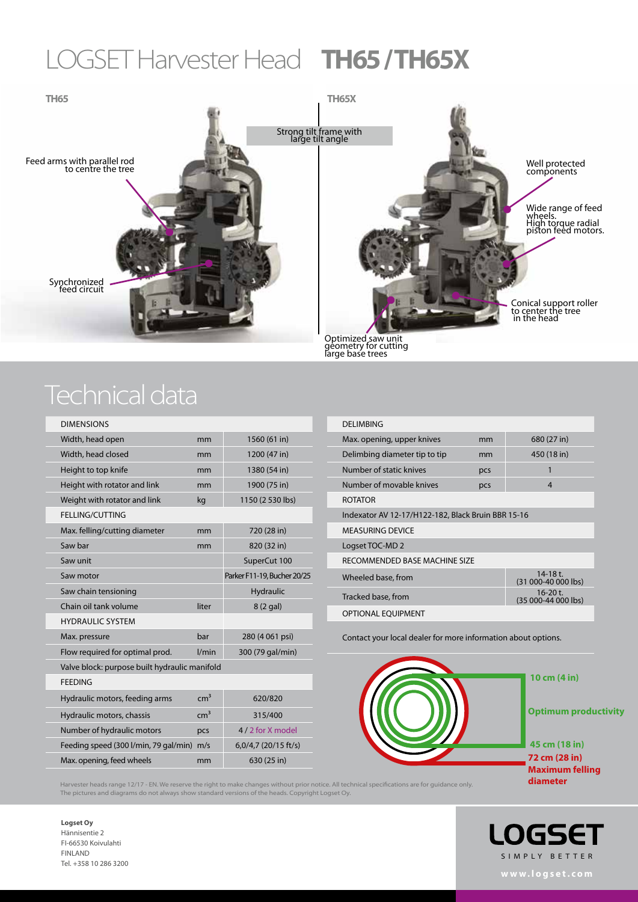# LOGSET Harvester Head **TH65 / TH65X**

**TH65**

**TH65X**

Strong tilt frame with large tilt angle

Feed arms with parallel rod to centre the tree

Synchronized feed circuit

Well protected components

Wide range of feed wheels. High torque radial piston feed motors.

Conical support roller to center the tree in the head

Optimized saw unit geometry for cutting large base trees

# Technical data

| | | |
|---|---|---|
| DIMENSIONS | | |
| Width, head open | mm | 1560 (61 in) |
| Width, head closed | mm | 1200 (47 in) |
| Height to top knife | mm | 1380 (54 in) |
| Height with rotator and link | mm | 1900 (75 in) |
| Weight with rotator and link | kg | 1150 (2 530 lbs) |
| FELLING/CUTTING | | |
| Max. felling/cutting diameter | mm | 720 (28 in) |
| Saw bar | mm | 820 (32 in) |
| Saw unit | | SuperCut 100 |
| Saw motor | | Parker F11-19, Bucher 20/25 |
| Saw chain tensioning | | Hydraulic |
| Chain oil tank volume | liter | 8 (2 gal) |
| HYDRAULIC SYSTEM | | |
| Max. pressure | bar | 280 (4 061 psi) |
| Flow required for optimal prod. | l/min | 300 (79 gal/min) |
| Valve block: purpose built hydraulic manifold | | |
| FEEDING | | |
| Hydraulic motors, feeding arms | $cm^3$ | 620/820 |
| Hydraulic motors, chassis | $cm^3$ | 315/400 |
| Number of hydraulic motors | pcs | 4 / 2 for X model |
| Feeding speed (300 l/min, 79 gal/min) | m/s | 6,0/4,7 (20/15 ft/s) |
| Max. opening, feed wheels | mm | 630 (25 in) |

| | | |
|---|---|---|
| DELIMBING | | |
| Max. opening, upper knives | mm | 680 (27 in) |
| Delimbing diameter tip to tip | mm | 450 (18 in) |
| Number of static knives | pcs | 1 |
| Number of movable knives | pcs | 4 |
| ROTATOR | | |
| Indexator AV 12-17/H122-182, Black Bruin BBR 15-16 | | |
| MEASURING DEVICE | | |
| Logset TOC-MD 2 | | |
| RECOMMENDED BASE MACHINE SIZE | | |
| Wheeled base, from | | 14-18 t. (31 000-40 000 lbs) |
| Tracked base, from | | 16-20 t. (35 000-44 000 lbs) |
| OPTIONAL EQUIPMENT | | |

Contact your local dealer for more information about options.

10 cm (4 in)

**Optimum productivity**

45 cm (18 in)

72 cm (28 in)

**Maximum felling diameter**

Harvester heads range 12/17 - EN. We reserve the right to make changes without prior notice. All technical specifications are for guidance only. The pictures and diagrams do not always show standard versions of the heads. Copyright Logset Oy.

**Logset Oy**
Hännisentie 2
FI-66530 Koivulahti
FINLAND
Tel. +358 10 286 3200

LOGSET
SIMPLY BETTER
www.logset.com